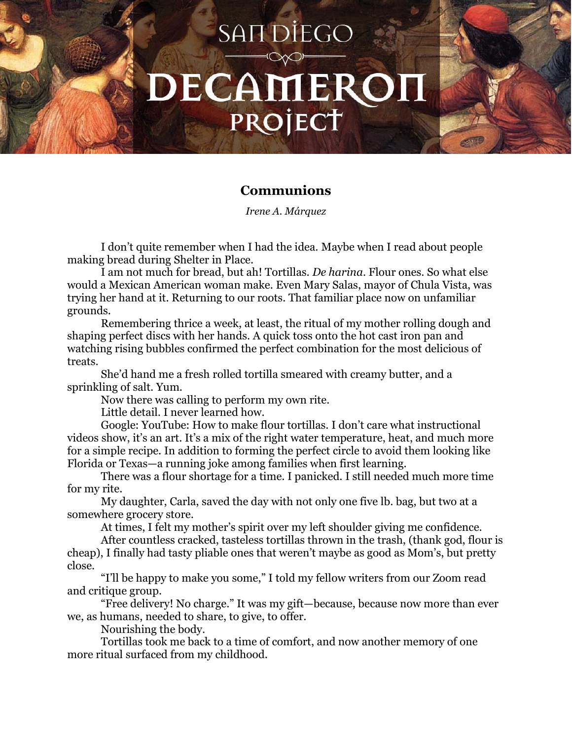# SAN DIEGO DECAMERON PROJECT

## Communions

*Irene A. Márquez*

I don't quite remember when I had the idea. Maybe when I read about people making bread during Shelter in Place.

I am not much for bread, but ah! Tortillas. *De harina*. Flour ones. So what else would a Mexican American woman make. Even Mary Salas, mayor of Chula Vista, was trying her hand at it. Returning to our roots. That familiar place now on unfamiliar grounds.

Remembering thrice a week, at least, the ritual of my mother rolling dough and shaping perfect discs with her hands. A quick toss onto the hot cast iron pan and watching rising bubbles confirmed the perfect combination for the most delicious of treats.

She'd hand me a fresh rolled tortilla smeared with creamy butter, and a sprinkling of salt. Yum.

Now there was calling to perform my own rite.

Little detail. I never learned how.

Google: YouTube: How to make flour tortillas. I don't care what instructional videos show, it's an art. It's a mix of the right water temperature, heat, and much more for a simple recipe. In addition to forming the perfect circle to avoid them looking like Florida or Texas—a running joke among families when first learning.

There was a flour shortage for a time. I panicked. I still needed much more time for my rite.

My daughter, Carla, saved the day with not only one five lb. bag, but two at a somewhere grocery store.

At times, I felt my mother's spirit over my left shoulder giving me confidence.

After countless cracked, tasteless tortillas thrown in the trash, (thank god, flour is cheap), I finally had tasty pliable ones that weren't maybe as good as Mom's, but pretty close.

"I'll be happy to make you some," I told my fellow writers from our Zoom read and critique group.

"Free delivery! No charge." It was my gift—because, because now more than ever we, as humans, needed to share, to give, to offer.

Nourishing the body.

Tortillas took me back to a time of comfort, and now another memory of one more ritual surfaced from my childhood.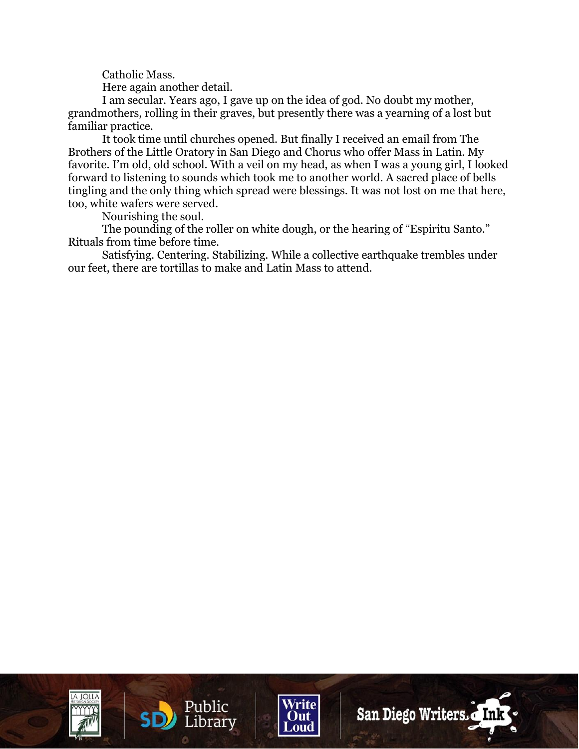Catholic Mass.

Here again another detail.

I am secular. Years ago, I gave up on the idea of god. No doubt my mother, grandmothers, rolling in their graves, but presently there was a yearning of a lost but familiar practice.

It took time until churches opened. But finally I received an email from The Brothers of the Little Oratory in San Diego and Chorus who offer Mass in Latin. My favorite. I'm old, old school. With a veil on my head, as when I was a young girl, I looked forward to listening to sounds which took me to another world. A sacred place of bells tingling and the only thing which spread were blessings. It was not lost on me that here, too, white wafers were served.

Nourishing the soul.

The pounding of the roller on white dough, or the hearing of "Espiritu Santo." Rituals from time before time.

Satisfying. Centering. Stabilizing. While a collective earthquake trembles under our feet, there are tortillas to make and Latin Mass to attend.